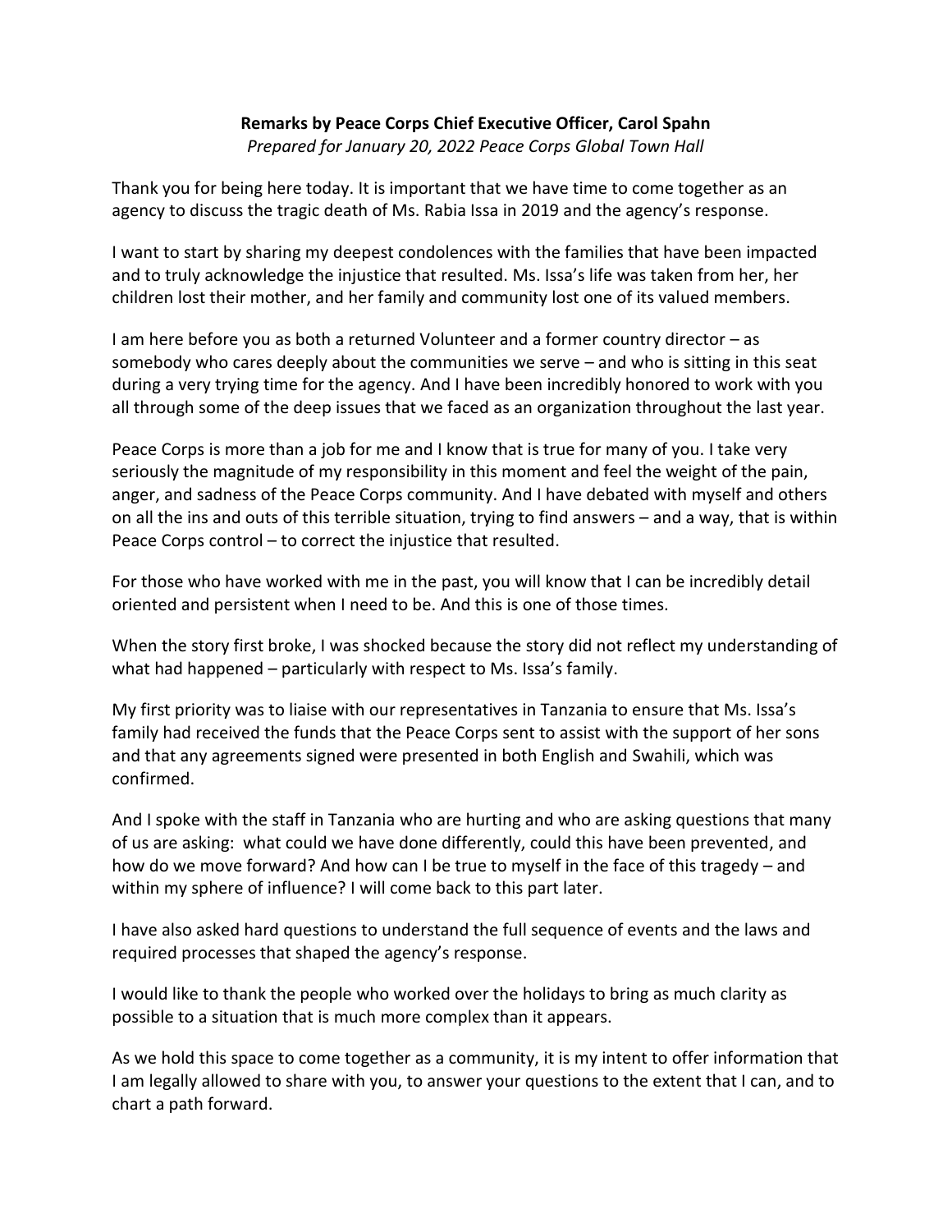**Remarks by Peace Corps Chief Executive Officer, Carol Spahn**

*Prepared for January 20, 2022 Peace Corps Global Town Hall*

Thank you for being here today. It is important that we have time to come together as an agency to discuss the tragic death of Ms. Rabia Issa in 2019 and the agency's response.

I want to start by sharing my deepest condolences with the families that have been impacted and to truly acknowledge the injustice that resulted. Ms. Issa's life was taken from her, her children lost their mother, and her family and community lost one of its valued members.

I am here before you as both a returned Volunteer and a former country director – as somebody who cares deeply about the communities we serve – and who is sitting in this seat during a very trying time for the agency. And I have been incredibly honored to work with you all through some of the deep issues that we faced as an organization throughout the last year.

Peace Corps is more than a job for me and I know that is true for many of you. I take very seriously the magnitude of my responsibility in this moment and feel the weight of the pain, anger, and sadness of the Peace Corps community. And I have debated with myself and others on all the ins and outs of this terrible situation, trying to find answers – and a way, that is within Peace Corps control – to correct the injustice that resulted.

For those who have worked with me in the past, you will know that I can be incredibly detail oriented and persistent when I need to be. And this is one of those times.

When the story first broke, I was shocked because the story did not reflect my understanding of what had happened – particularly with respect to Ms. Issa's family.

My first priority was to liaise with our representatives in Tanzania to ensure that Ms. Issa's family had received the funds that the Peace Corps sent to assist with the support of her sons and that any agreements signed were presented in both English and Swahili, which was confirmed.

And I spoke with the staff in Tanzania who are hurting and who are asking questions that many of us are asking: what could we have done differently, could this have been prevented, and how do we move forward? And how can I be true to myself in the face of this tragedy – and within my sphere of influence? I will come back to this part later.

I have also asked hard questions to understand the full sequence of events and the laws and required processes that shaped the agency's response.

I would like to thank the people who worked over the holidays to bring as much clarity as possible to a situation that is much more complex than it appears.

As we hold this space to come together as a community, it is my intent to offer information that I am legally allowed to share with you, to answer your questions to the extent that I can, and to chart a path forward.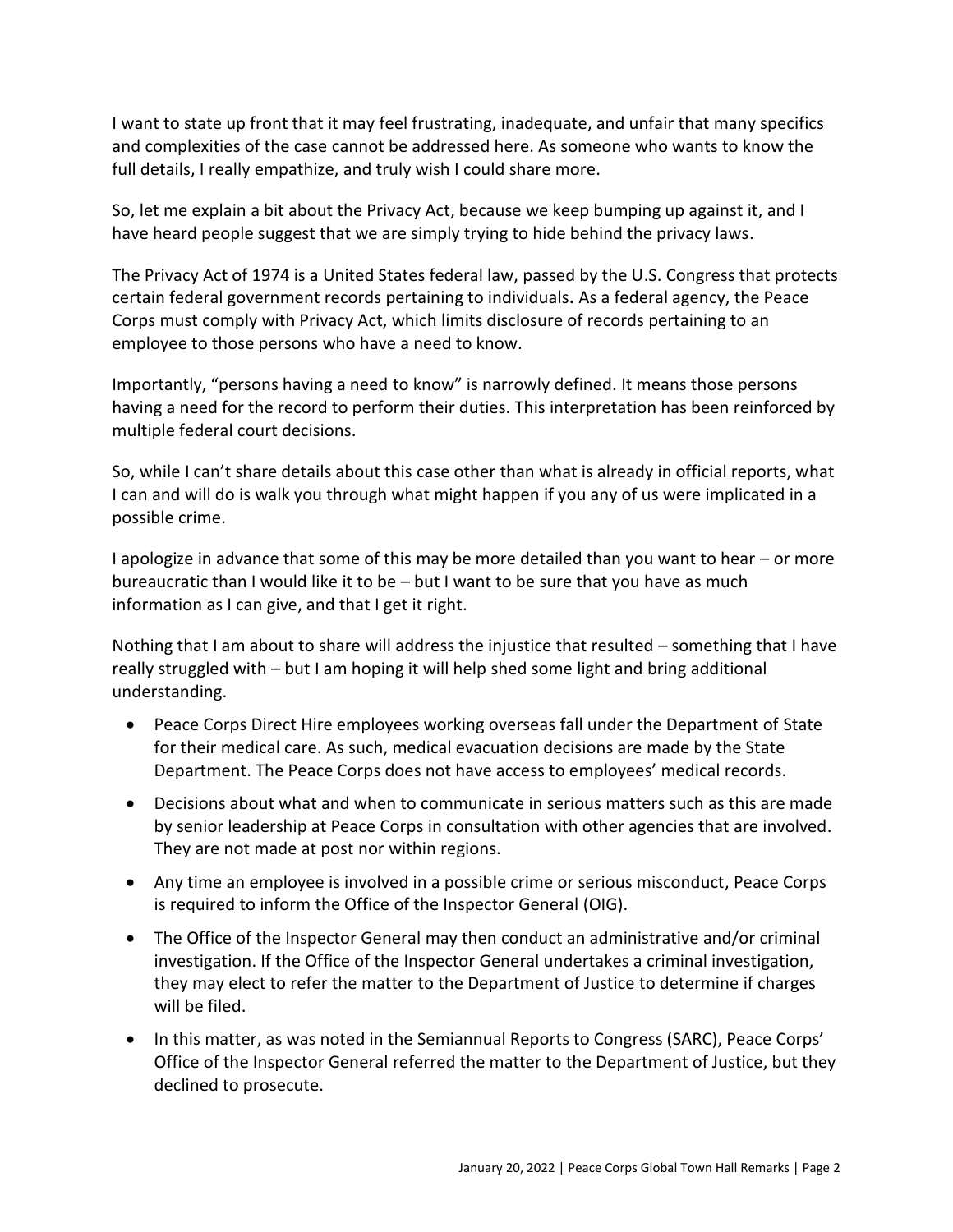I want to state up front that it may feel frustrating, inadequate, and unfair that many specifics and complexities of the case cannot be addressed here. As someone who wants to know the full details, I really empathize, and truly wish I could share more.

So, let me explain a bit about the Privacy Act, because we keep bumping up against it, and I have heard people suggest that we are simply trying to hide behind the privacy laws.

The Privacy Act of 1974 is a United States federal law, passed by the U.S. Congress that protects certain federal government records pertaining to individuals**.** As a federal agency, the Peace Corps must comply with Privacy Act, which limits disclosure of records pertaining to an employee to those persons who have a need to know.

Importantly, "persons having a need to know" is narrowly defined. It means those persons having a need for the record to perform their duties. This interpretation has been reinforced by multiple federal court decisions.

So, while I can't share details about this case other than what is already in official reports, what I can and will do is walk you through what might happen if you any of us were implicated in a possible crime.

I apologize in advance that some of this may be more detailed than you want to hear – or more bureaucratic than I would like it to be – but I want to be sure that you have as much information as I can give, and that I get it right.

Nothing that I am about to share will address the injustice that resulted – something that I have really struggled with – but I am hoping it will help shed some light and bring additional understanding.

- Peace Corps Direct Hire employees working overseas fall under the Department of State for their medical care. As such, medical evacuation decisions are made by the State Department. The Peace Corps does not have access to employees' medical records.
- Decisions about what and when to communicate in serious matters such as this are made by senior leadership at Peace Corps in consultation with other agencies that are involved. They are not made at post nor within regions.
- Any time an employee is involved in a possible crime or serious misconduct, Peace Corps is required to inform the Office of the Inspector General (OIG).
- The Office of the Inspector General may then conduct an administrative and/or criminal investigation. If the Office of the Inspector General undertakes a criminal investigation, they may elect to refer the matter to the Department of Justice to determine if charges will be filed.
- In this matter, as was noted in the Semiannual Reports to Congress (SARC), Peace Corps' Office of the Inspector General referred the matter to the Department of Justice, but they declined to prosecute.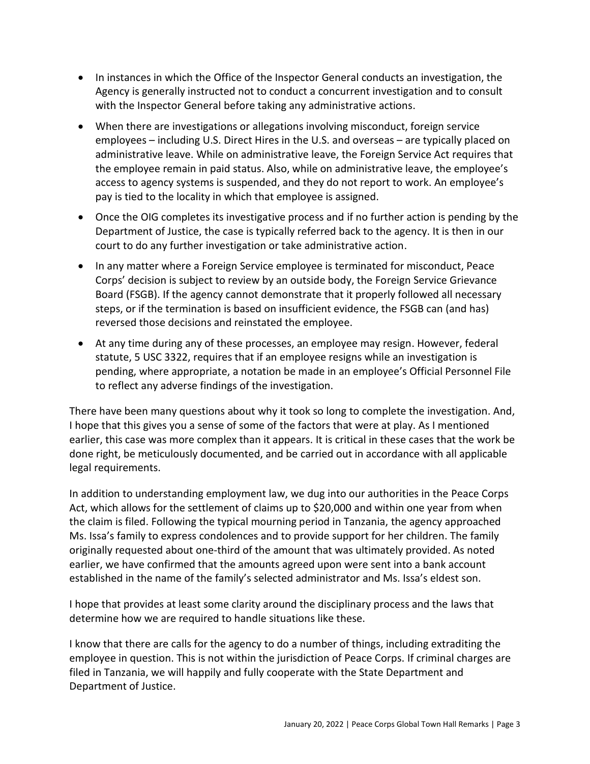- In instances in which the Office of the Inspector General conducts an investigation, the Agency is generally instructed not to conduct a concurrent investigation and to consult with the Inspector General before taking any administrative actions.
- When there are investigations or allegations involving misconduct, foreign service employees – including U.S. Direct Hires in the U.S. and overseas – are typically placed on administrative leave. While on administrative leave, the Foreign Service Act requires that the employee remain in paid status. Also, while on administrative leave, the employee's access to agency systems is suspended, and they do not report to work. An employee's pay is tied to the locality in which that employee is assigned.
- Once the OIG completes its investigative process and if no further action is pending by the Department of Justice, the case is typically referred back to the agency. It is then in our court to do any further investigation or take administrative action.
- In any matter where a Foreign Service employee is terminated for misconduct, Peace Corps' decision is subject to review by an outside body, the Foreign Service Grievance Board (FSGB). If the agency cannot demonstrate that it properly followed all necessary steps, or if the termination is based on insufficient evidence, the FSGB can (and has) reversed those decisions and reinstated the employee.
- At any time during any of these processes, an employee may resign. However, federal statute, 5 USC 3322, requires that if an employee resigns while an investigation is pending, where appropriate, a notation be made in an employee's Official Personnel File to reflect any adverse findings of the investigation.

There have been many questions about why it took so long to complete the investigation. And, I hope that this gives you a sense of some of the factors that were at play. As I mentioned earlier, this case was more complex than it appears. It is critical in these cases that the work be done right, be meticulously documented, and be carried out in accordance with all applicable legal requirements.

In addition to understanding employment law, we dug into our authorities in the Peace Corps Act, which allows for the settlement of claims up to $20,000 and within one year from when the claim is filed. Following the typical mourning period in Tanzania, the agency approached Ms. Issa's family to express condolences and to provide support for her children. The family originally requested about one-third of the amount that was ultimately provided. As noted earlier, we have confirmed that the amounts agreed upon were sent into a bank account established in the name of the family's selected administrator and Ms. Issa's eldest son.

I hope that provides at least some clarity around the disciplinary process and the laws that determine how we are required to handle situations like these.

I know that there are calls for the agency to do a number of things, including extraditing the employee in question. This is not within the jurisdiction of Peace Corps. If criminal charges are filed in Tanzania, we will happily and fully cooperate with the State Department and Department of Justice.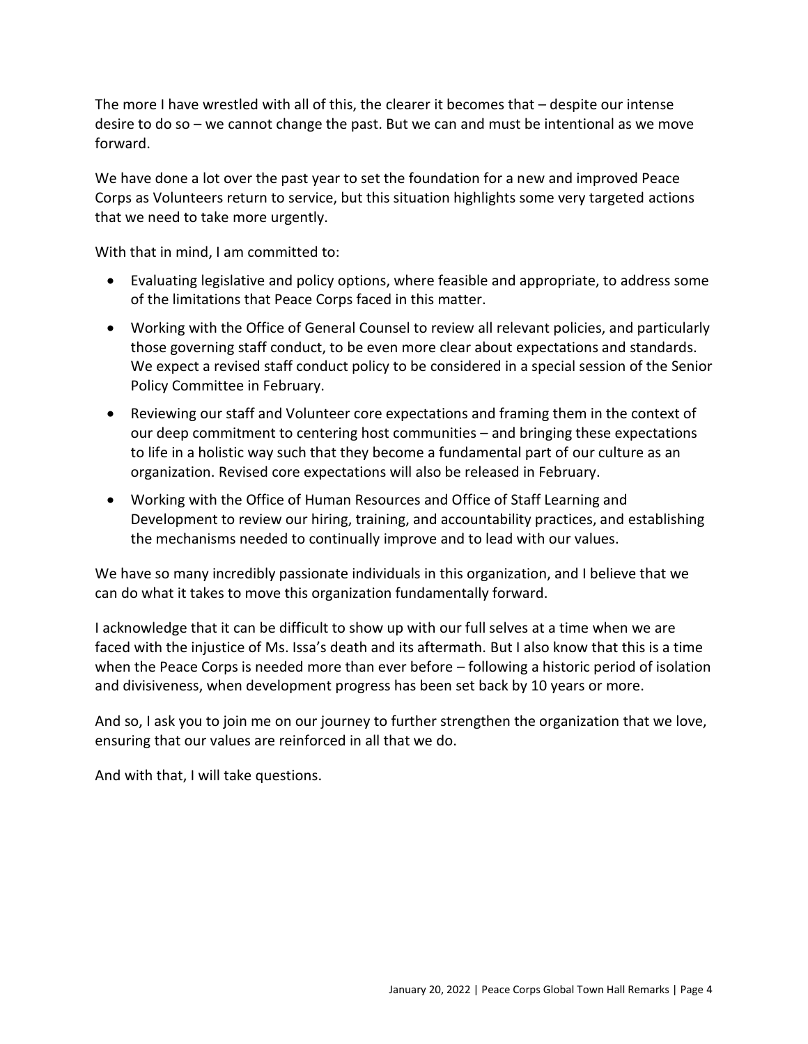The more I have wrestled with all of this, the clearer it becomes that – despite our intense desire to do so – we cannot change the past. But we can and must be intentional as we move forward.

We have done a lot over the past year to set the foundation for a new and improved Peace Corps as Volunteers return to service, but this situation highlights some very targeted actions that we need to take more urgently.

With that in mind, I am committed to:

- Evaluating legislative and policy options, where feasible and appropriate, to address some of the limitations that Peace Corps faced in this matter.
- Working with the Office of General Counsel to review all relevant policies, and particularly those governing staff conduct, to be even more clear about expectations and standards. We expect a revised staff conduct policy to be considered in a special session of the Senior Policy Committee in February.
- Reviewing our staff and Volunteer core expectations and framing them in the context of our deep commitment to centering host communities – and bringing these expectations to life in a holistic way such that they become a fundamental part of our culture as an organization. Revised core expectations will also be released in February.
- Working with the Office of Human Resources and Office of Staff Learning and Development to review our hiring, training, and accountability practices, and establishing the mechanisms needed to continually improve and to lead with our values.

We have so many incredibly passionate individuals in this organization, and I believe that we can do what it takes to move this organization fundamentally forward.

I acknowledge that it can be difficult to show up with our full selves at a time when we are faced with the injustice of Ms. Issa's death and its aftermath. But I also know that this is a time when the Peace Corps is needed more than ever before – following a historic period of isolation and divisiveness, when development progress has been set back by 10 years or more.

And so, I ask you to join me on our journey to further strengthen the organization that we love, ensuring that our values are reinforced in all that we do.

And with that, I will take questions.